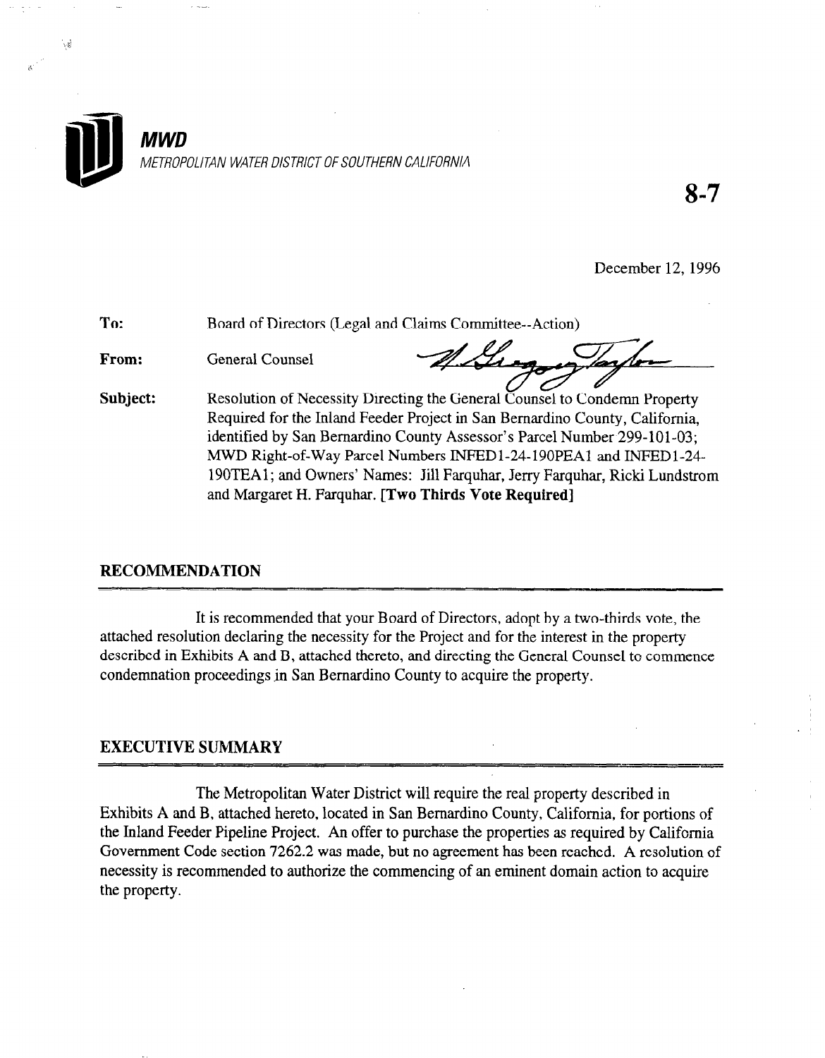**MWD**

*METROPOLITAN WATER DISTRICT OF SOUTHERN CALIFORNIA*

**8-7**

December 12, 1996

**To:** Board of Directors (Legal and Claims Committee--Action)

**From:** General Counsel

**Subject:** Resolution of Necessity Directing the General Counsel to Condemn Property Required for the Inland Feeder Project in San Bernardino County, California, identified by San Bernardino County Assessor's Parcel Number 299-101-03; MWD Right-of-Way Parcel Numbers INFED1-24-190PEA1 and INFED1-24-190TEA1; and Owners' Names: Jill Farquhar, Jerry Farquhar, Ricki Lundstrom and Margaret H. Farquhar. **[Two Thirds Vote Required]**

## RECOMMENDATION

It is recommended that your Board of Directors, adopt by a two-thirds vote, the attached resolution declaring the necessity for the Project and for the interest in the property described in Exhibits A and B, attached thereto, and directing the General Counsel to commence condemnation proceedings in San Bernardino County to acquire the property.

## EXECUTIVE SUMMARY

The Metropolitan Water District will require the real property described in Exhibits A and B, attached hereto, located in San Bernardino County, California, for portions of the Inland Feeder Pipeline Project. An offer to purchase the properties as required by California Government Code section 7262.2 was made, but no agreement has been reached. A resolution of necessity is recommended to authorize the commencing of an eminent domain action to acquire the property.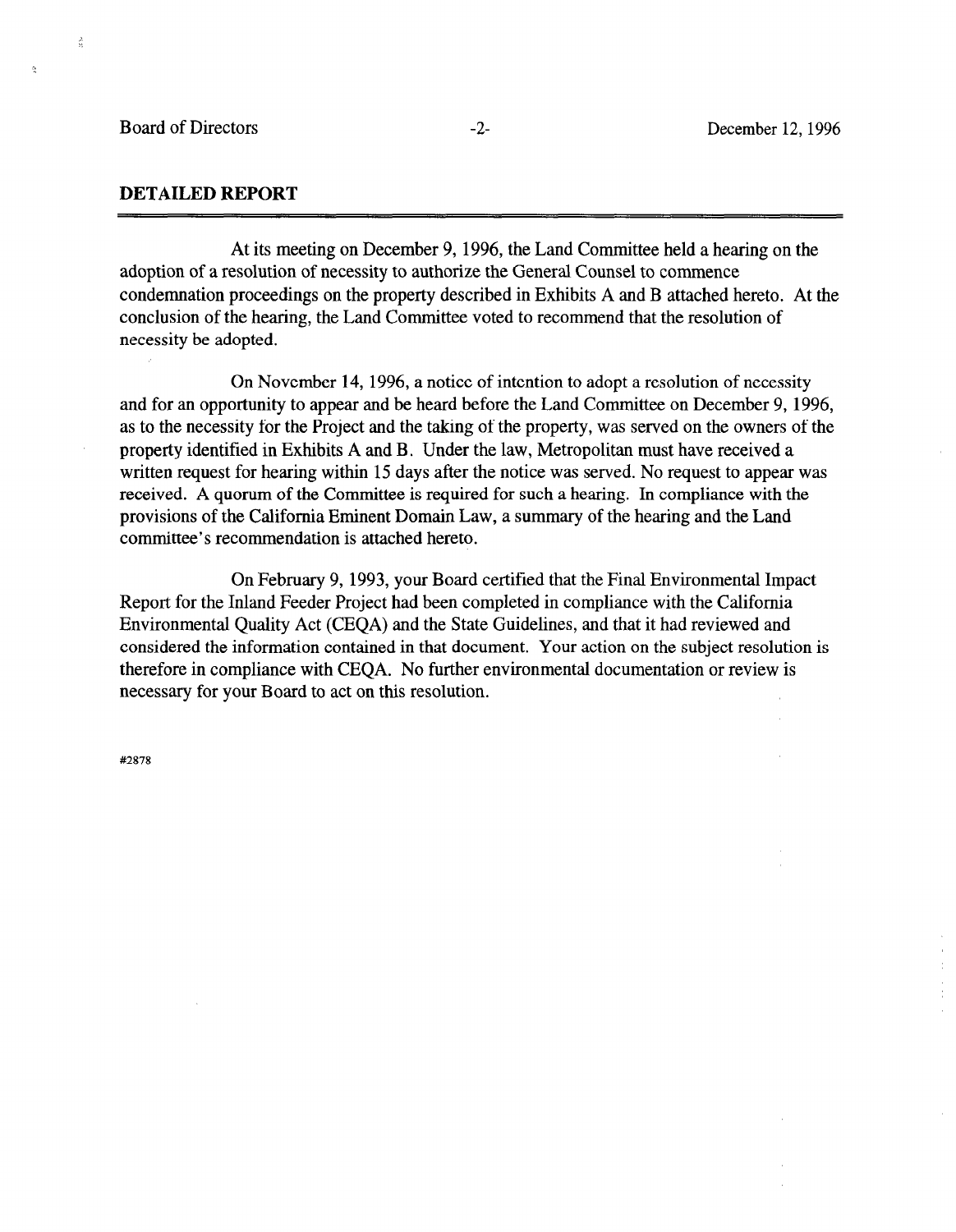## DETAILED REPORT

At its meeting on December 9, 1996, the Land Committee held a hearing on the adoption of a resolution of necessity to authorize the General Counsel to commence condemnation proceedings on the property described in Exhibits A and B attached hereto. At the conclusion of the hearing, the Land Committee voted to recommend that the resolution of necessity be adopted.

On November 14, 1996, a notice of intention to adopt a resolution of necessity and for an opportunity to appear and be heard before the Land Committee on December 9, 1996, as to the necessity for the Project and the taking of the property, was served on the owners of the property identified in Exhibits A and B. Under the law, Metropolitan must have received a written request for hearing within 15 days after the notice was served. No request to appear was received. A quorum of the Committee is required for such a hearing. In compliance with the provisions of the California Eminent Domain Law, a summary of the hearing and the Land committee's recommendation is attached hereto.

On February 9, 1993, your Board certified that the Final Environmental Impact Report for the Inland Feeder Project had been completed in compliance with the California Environmental Quality Act (CEQA) and the State Guidelines, and that it had reviewed and considered the information contained in that document. Your action on the subject resolution is therefore in compliance with CEQA. No further environmental documentation or review is necessary for your Board to act on this resolution.

#2878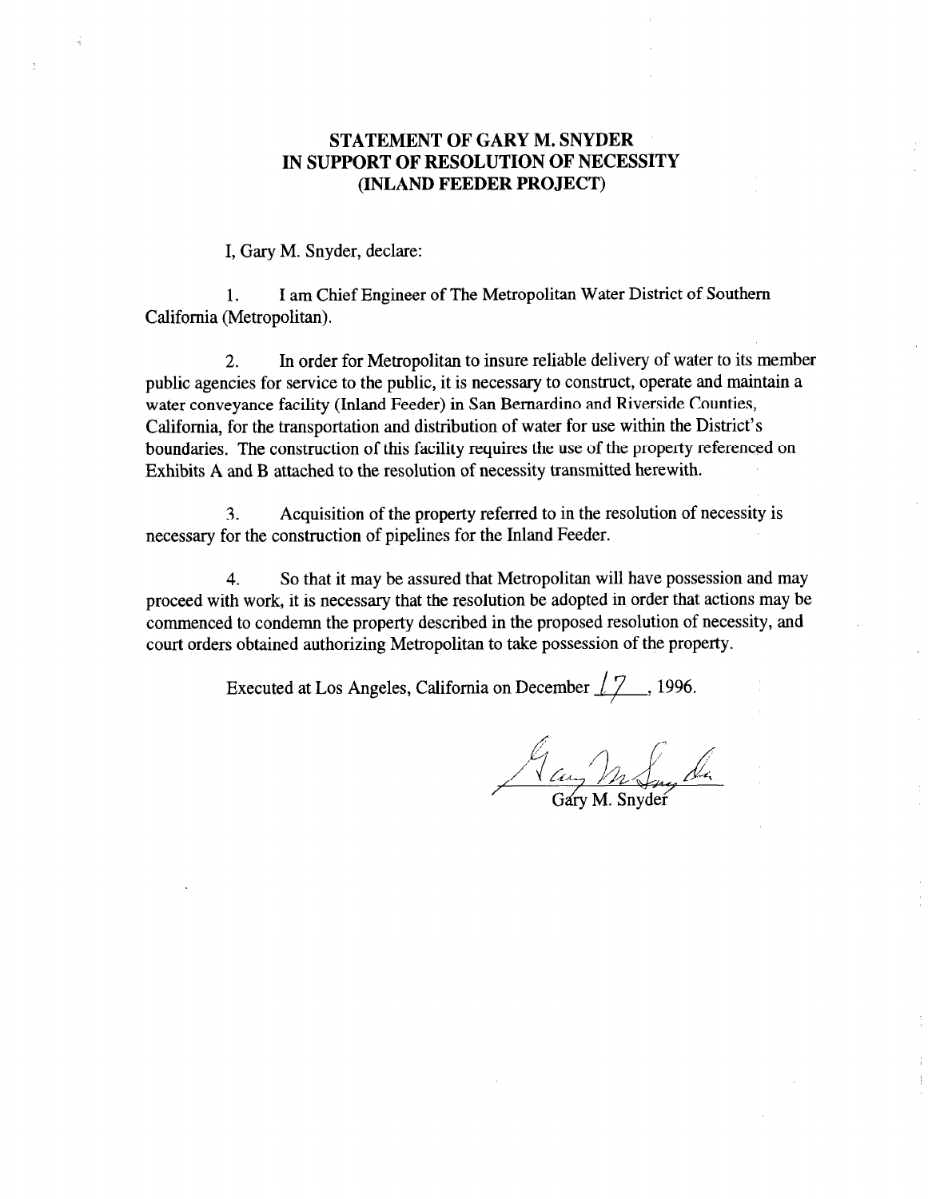**STATEMENT OF GARY M. SNYDER**
**IN SUPPORT OF RESOLUTION OF NECESSITY**
**(INLAND FEEDER PROJECT)**

I, Gary M. Snyder, declare:

1. I am Chief Engineer of The Metropolitan Water District of Southern California (Metropolitan).

2. In order for Metropolitan to insure reliable delivery of water to its member public agencies for service to the public, it is necessary to construct, operate and maintain a water conveyance facility (Inland Feeder) in San Bernardino and Riverside Counties, California, for the transportation and distribution of water for use within the District's boundaries. The construction of this facility requires the use of the property referenced on Exhibits A and B attached to the resolution of necessity transmitted herewith.

3. Acquisition of the property referred to in the resolution of necessity is necessary for the construction of pipelines for the Inland Feeder.

4. So that it may be assured that Metropolitan will have possession and may proceed with work, it is necessary that the resolution be adopted in order that actions may be commenced to condemn the property described in the proposed resolution of necessity, and court orders obtained authorizing Metropolitan to take possession of the property.

Executed at Los Angeles, California on December 17, 1996.

Gary M. Snyder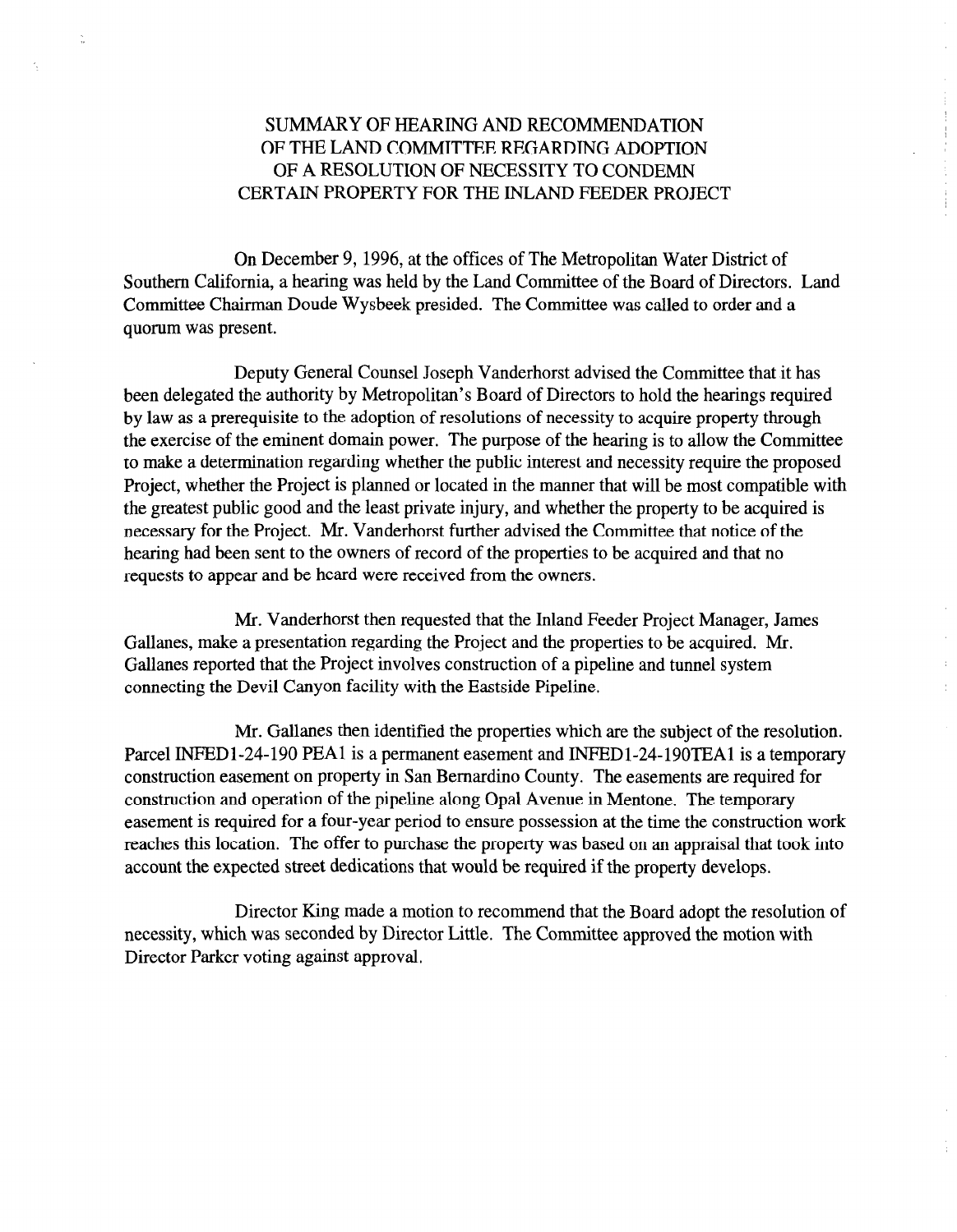# SUMMARY OF HEARING AND RECOMMENDATION OF THE LAND COMMITTEE REGARDING ADOPTION OF A RESOLUTION OF NECESSITY TO CONDEMN CERTAIN PROPERTY FOR THE INLAND FEEDER PROJECT

On December 9, 1996, at the offices of The Metropolitan Water District of Southern California, a hearing was held by the Land Committee of the Board of Directors. Land Committee Chairman Doude Wysbeek presided. The Committee was called to order and a quorum was present.

Deputy General Counsel Joseph Vanderhorst advised the Committee that it has been delegated the authority by Metropolitan's Board of Directors to hold the hearings required by law as a prerequisite to the adoption of resolutions of necessity to acquire property through the exercise of the eminent domain power. The purpose of the hearing is to allow the Committee to make a determination regarding whether the public interest and necessity require the proposed Project, whether the Project is planned or located in the manner that will be most compatible with the greatest public good and the least private injury, and whether the property to be acquired is necessary for the Project. Mr. Vanderhorst further advised the Committee that notice of the hearing had been sent to the owners of record of the properties to be acquired and that no requests to appear and be heard were received from the owners.

Mr. Vanderhorst then requested that the Inland Feeder Project Manager, James Gallanes, make a presentation regarding the Project and the properties to be acquired. Mr. Gallanes reported that the Project involves construction of a pipeline and tunnel system connecting the Devil Canyon facility with the Eastside Pipeline.

Mr. Gallanes then identified the properties which are the subject of the resolution. Parcel INFED1-24-190 PEA1 is a permanent easement and INFED1-24-190TEA1 is a temporary construction easement on property in San Bernardino County. The easements are required for construction and operation of the pipeline along Opal Avenue in Mentone. The temporary easement is required for a four-year period to ensure possession at the time the construction work reaches this location. The offer to purchase the property was based on an appraisal that took into account the expected street dedications that would be required if the property develops.

Director King made a motion to recommend that the Board adopt the resolution of necessity, which was seconded by Director Little. The Committee approved the motion with Director Parker voting against approval.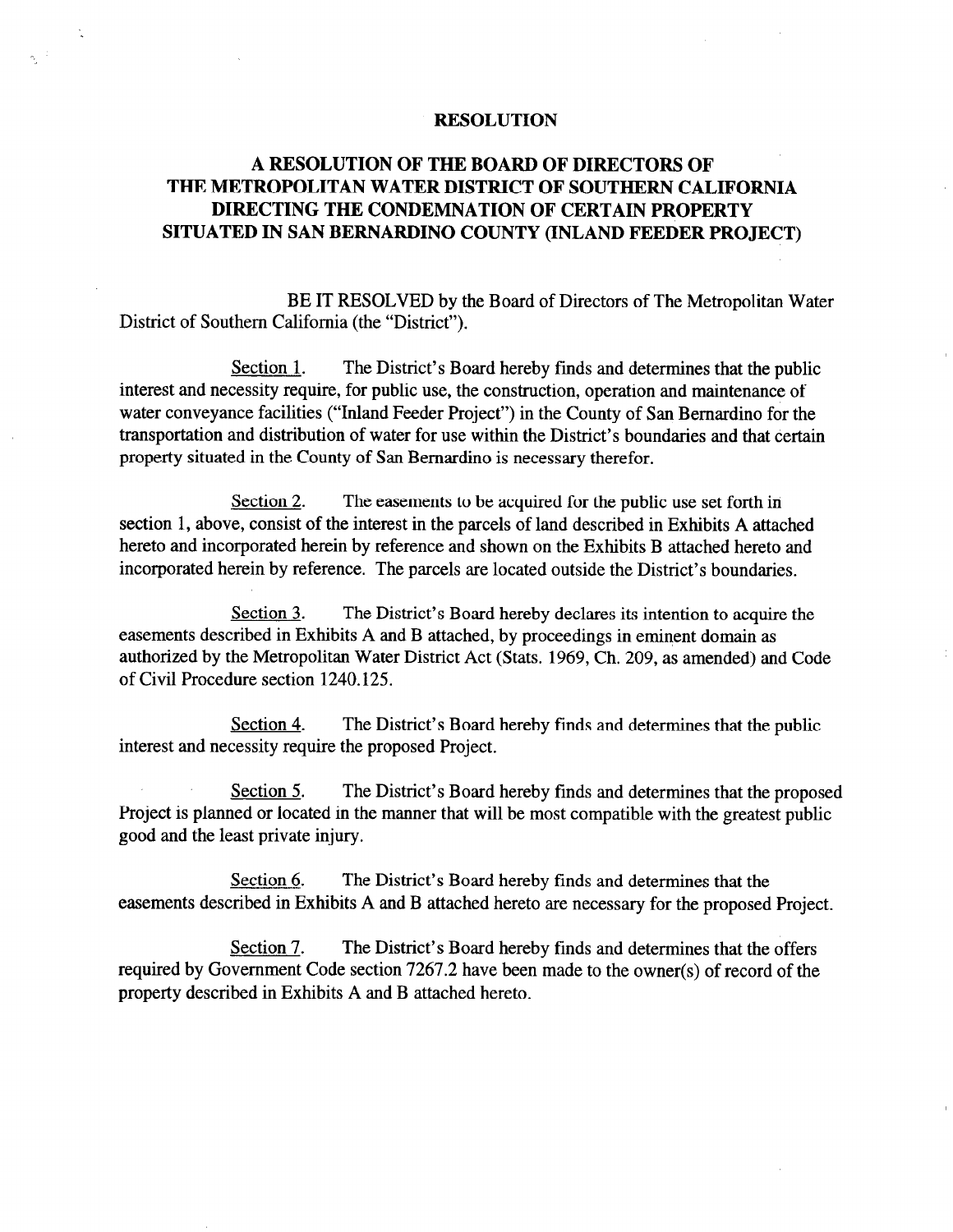## RESOLUTION

# A RESOLUTION OF THE BOARD OF DIRECTORS OF THE METROPOLITAN WATER DISTRICT OF SOUTHERN CALIFORNIA DIRECTING THE CONDEMNATION OF CERTAIN PROPERTY SITUATED IN SAN BERNARDINO COUNTY (INLAND FEEDER PROJECT)

BE IT RESOLVED by the Board of Directors of The Metropolitan Water District of Southern California (the "District").

Section 1. The District's Board hereby finds and determines that the public interest and necessity require, for public use, the construction, operation and maintenance of water conveyance facilities ("Inland Feeder Project") in the County of San Bernardino for the transportation and distribution of water for use within the District's boundaries and that certain property situated in the County of San Bernardino is necessary therefor.

Section 2. The easements to be acquired for the public use set forth in section 1, above, consist of the interest in the parcels of land described in Exhibits A attached hereto and incorporated herein by reference and shown on the Exhibits B attached hereto and incorporated herein by reference. The parcels are located outside the District's boundaries.

Section 3. The District's Board hereby declares its intention to acquire the easements described in Exhibits A and B attached, by proceedings in eminent domain as authorized by the Metropolitan Water District Act (Stats. 1969, Ch. 209, as amended) and Code of Civil Procedure section 1240.125.

Section 4. The District's Board hereby finds and determines that the public interest and necessity require the proposed Project.

Section 5. The District's Board hereby finds and determines that the proposed Project is planned or located in the manner that will be most compatible with the greatest public good and the least private injury.

Section 6. The District's Board hereby finds and determines that the easements described in Exhibits A and B attached hereto are necessary for the proposed Project.

Section 7. The District's Board hereby finds and determines that the offers required by Government Code section 7267.2 have been made to the owner(s) of record of the property described in Exhibits A and B attached hereto.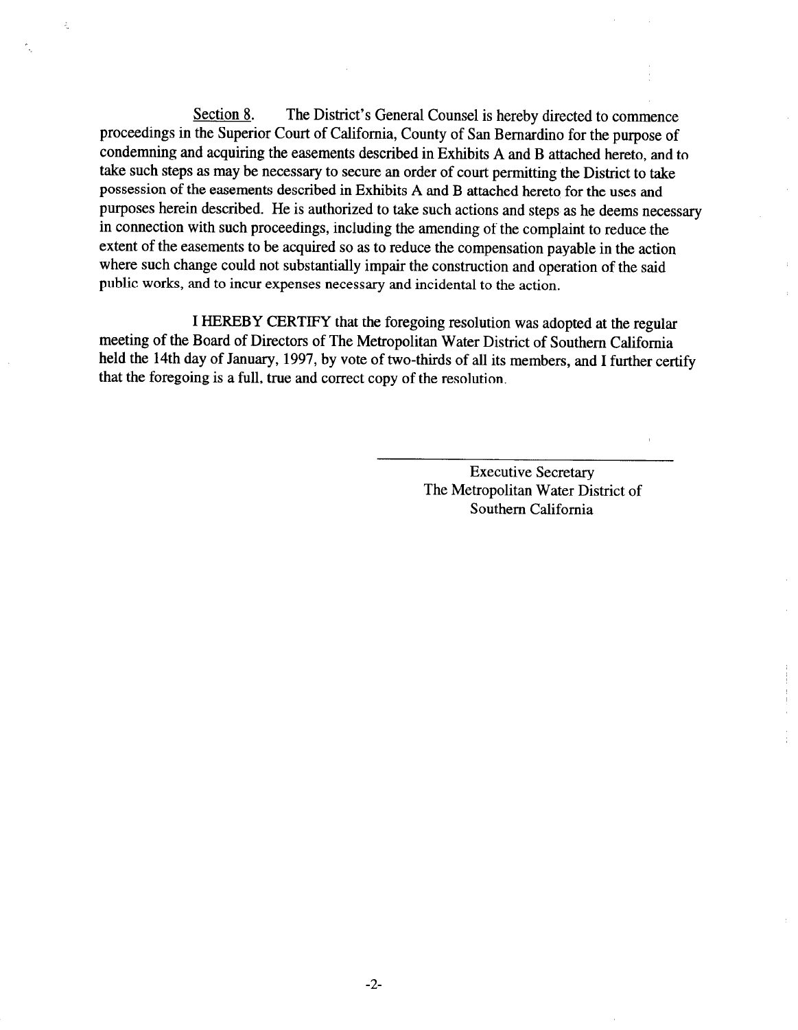<u>Section 8</u>. The District's General Counsel is hereby directed to commence proceedings in the Superior Court of California, County of San Bernardino for the purpose of condemning and acquiring the easements described in Exhibits A and B attached hereto, and to take such steps as may be necessary to secure an order of court permitting the District to take possession of the easements described in Exhibits A and B attached hereto for the uses and purposes herein described. He is authorized to take such actions and steps as he deems necessary in connection with such proceedings, including the amending of the complaint to reduce the extent of the easements to be acquired so as to reduce the compensation payable in the action where such change could not substantially impair the construction and operation of the said public works, and to incur expenses necessary and incidental to the action.

I HEREBY CERTIFY that the foregoing resolution was adopted at the regular meeting of the Board of Directors of The Metropolitan Water District of Southern California held the 14th day of January, 1997, by vote of two-thirds of all its members, and I further certify that the foregoing is a full, true and correct copy of the resolution.

---

Executive Secretary
The Metropolitan Water District of
Southern California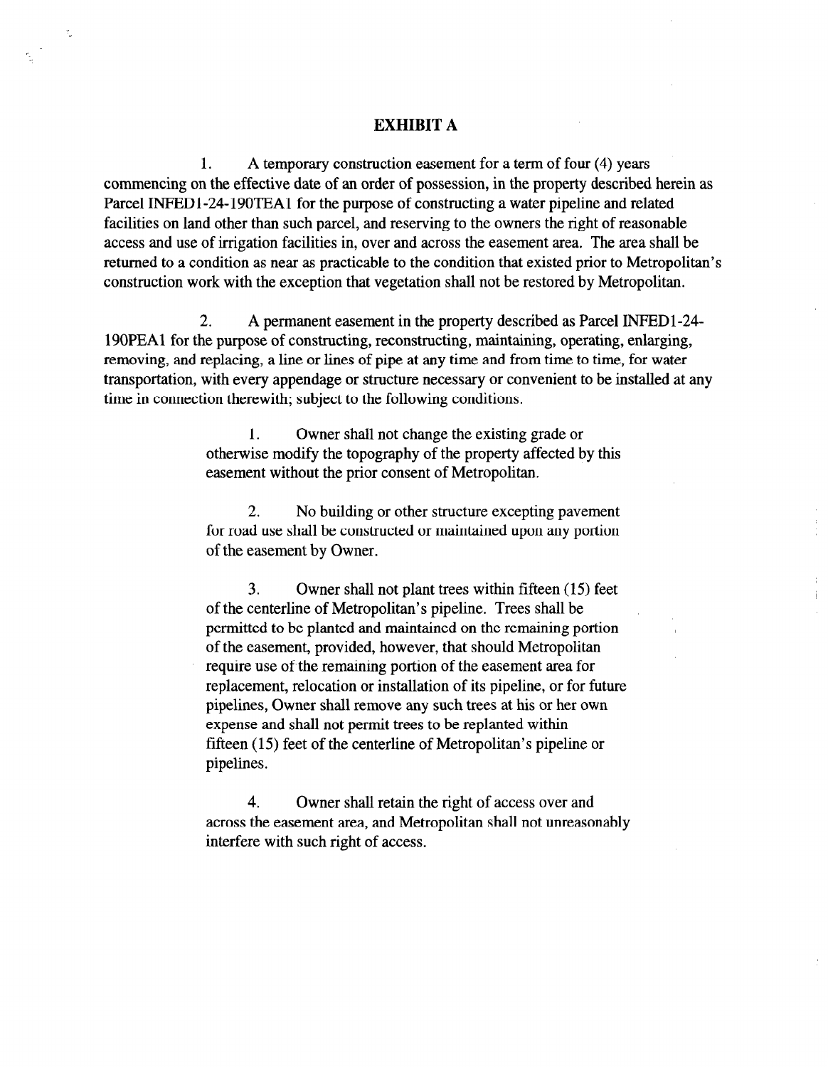# EXHIBIT A

1. A temporary construction easement for a term of four (4) years commencing on the effective date of an order of possession, in the property described herein as Parcel INFED1-24-190TEA1 for the purpose of constructing a water pipeline and related facilities on land other than such parcel, and reserving to the owners the right of reasonable access and use of irrigation facilities in, over and across the easement area. The area shall be returned to a condition as near as practicable to the condition that existed prior to Metropolitan's construction work with the exception that vegetation shall not be restored by Metropolitan.

2. A permanent easement in the property described as Parcel INFED1-24-190PEA1 for the purpose of constructing, reconstructing, maintaining, operating, enlarging, removing, and replacing, a line or lines of pipe at any time and from time to time, for water transportation, with every appendage or structure necessary or convenient to be installed at any time in connection therewith; subject to the following conditions.

> 1. Owner shall not change the existing grade or otherwise modify the topography of the property affected by this easement without the prior consent of Metropolitan.
>
> 2. No building or other structure excepting pavement for road use shall be constructed or maintained upon any portion of the easement by Owner.
>
> 3. Owner shall not plant trees within fifteen (15) feet of the centerline of Metropolitan's pipeline. Trees shall be permitted to be planted and maintained on the remaining portion of the easement, provided, however, that should Metropolitan require use of the remaining portion of the easement area for replacement, relocation or installation of its pipeline, or for future pipelines, Owner shall remove any such trees at his or her own expense and shall not permit trees to be replanted within fifteen (15) feet of the centerline of Metropolitan's pipeline or pipelines.
>
> 4. Owner shall retain the right of access over and across the easement area, and Metropolitan shall not unreasonably interfere with such right of access.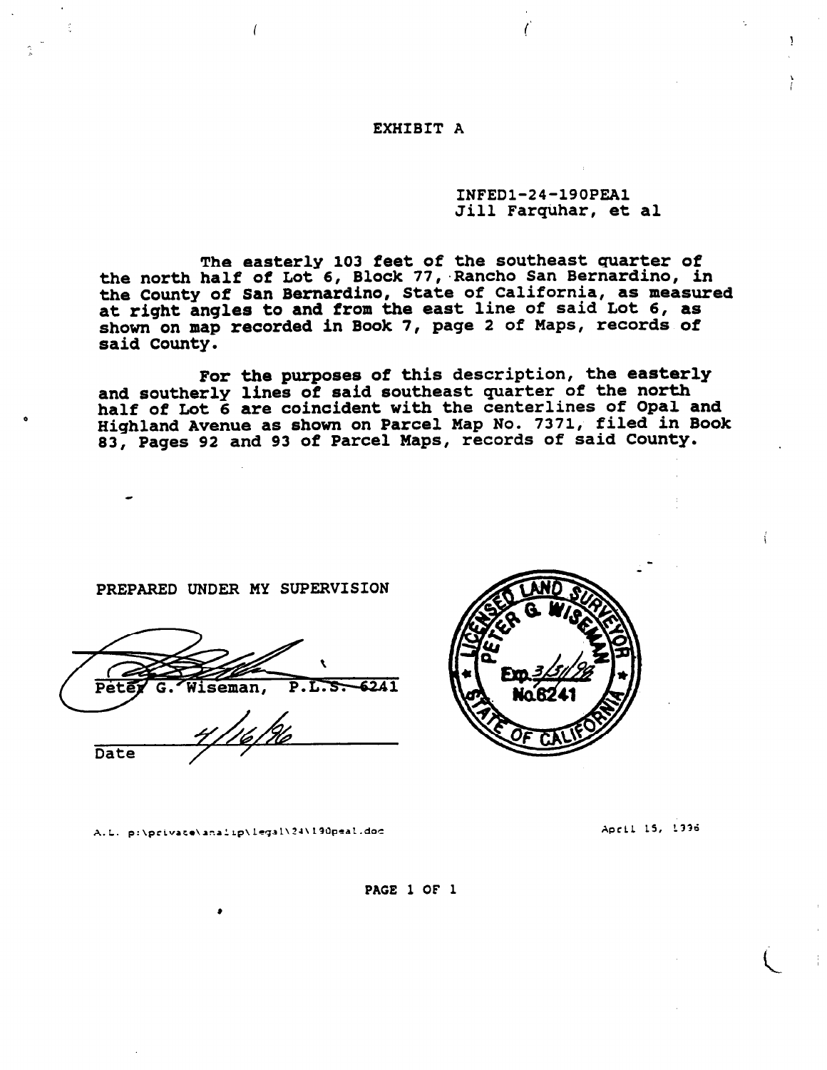# EXHIBIT A

INFED1-24-190PEA1
Jill Farquhar, et al

The easterly 103 feet of the southeast quarter of the north half of Lot 6, Block 77, Rancho San Bernardino, in the County of San Bernardino, State of California, as measured at right angles to and from the east line of said Lot 6, as shown on map recorded in Book 7, page 2 of Maps, records of said County.

For the purposes of this description, the easterly and southerly lines of said southeast quarter of the north half of Lot 6 are coincident with the centerlines of Opal and Highland Avenue as shown on Parcel Map No. 7371, filed in Book 83, Pages 92 and 93 of Parcel Maps, records of said County.

PREPARED UNDER MY SUPERVISION

Peter G. Wiseman, P.L.S. 6241

Date 4/16/96

LICENSED LAND SURVEYOR
PETER G. WISEMAN
Exp. 3/31/98
No. 6241
STATE OF CALIFORNIA

A.L. p:\private\analip\legal\24\190peal.doc

April 15, 1996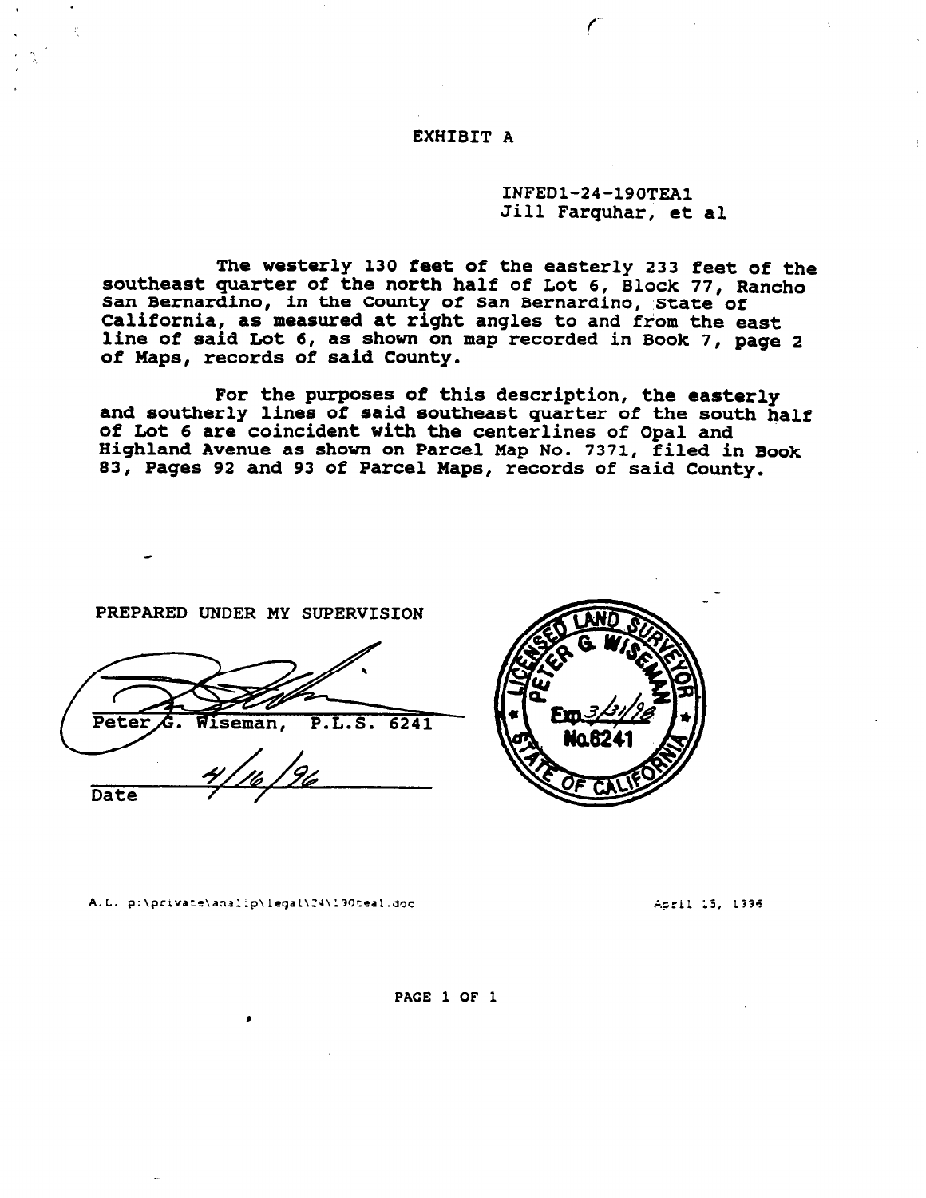# EXHIBIT A

INFED1-24-190TEA1
Jill Farquhar, et al

The westerly 130 feet of the easterly 233 feet of the southeast quarter of the north half of Lot 6, Block 77, Rancho San Bernardino, in the County of San Bernardino, State of California, as measured at right angles to and from the east line of said Lot 6, as shown on map recorded in Book 7, page 2 of Maps, records of said County.

For the purposes of this description, the easterly and southerly lines of said southeast quarter of the south half of Lot 6 are coincident with the centerlines of Opal and Highland Avenue as shown on Parcel Map No. 7371, filed in Book 83, Pages 92 and 93 of Parcel Maps, records of said County.

PREPARED UNDER MY SUPERVISION

Peter G. Wiseman, P.L.S. 6241

Date 4/16/96

LICENSED LAND SURVEYOR
PETER G. WISEMAN
Exp. 3/31/98
No. 6241
STATE OF CALIFORNIA

A.L. p:\private\analip\legal\24\190teal.doc

April 15, 1996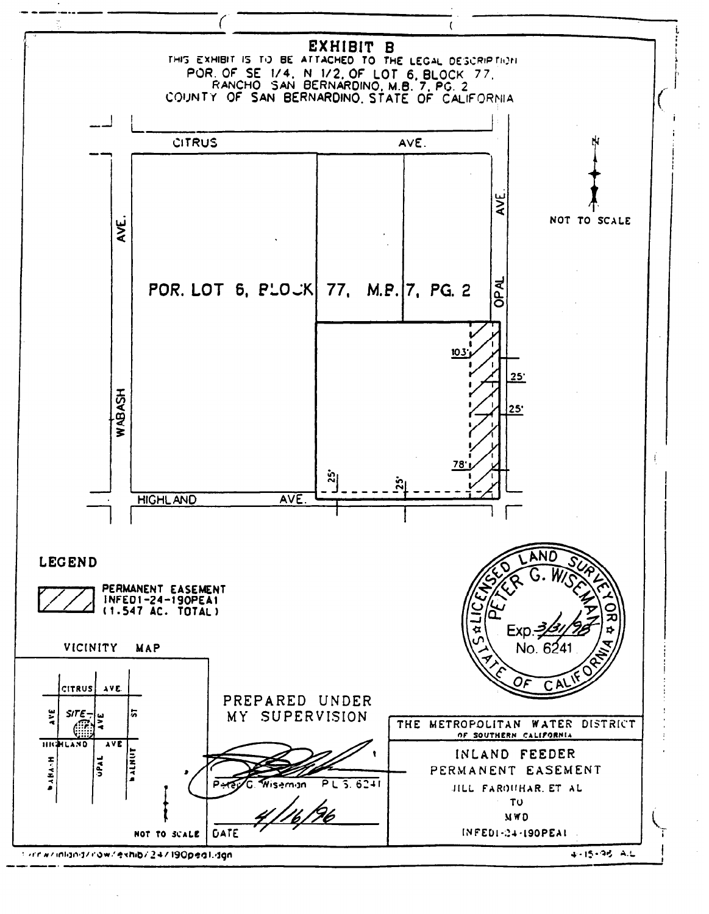# EXHIBIT B

THIS EXHIBIT IS TO BE ATTACHED TO THE LEGAL DESCRIPTION

POR. OF SE 1/4, N 1/2, OF LOT 6, BLOCK 77,
RANCHO SAN BERNARDINO, M.B. 7, PG. 2
COUNTY OF SAN BERNARDINO, STATE OF CALIFORNIA

CITRUS AVE.

WABASH AVE.

OPAL AVE.

HIGHLAND AVE.

POR. LOT 6, BLOCK 77, M.B. 7, PG. 2

103'

25'

25'

78'

25'

25'

N

NOT TO SCALE

**LEGEND**

PERMANENT EASEMENT
INFED1-24-190PEA1
(1.547 AC. TOTAL)

VICINITY MAP

CITRUS AVE

SITE

HIGHLAND AVE

WABASH AVE

OPAL AVE

WALNUT ST

NOT TO SCALE

LICENSED LAND SURVEYOR
PETER G. WISEMAN
Exp. 3/31/98
No. 6241
STATE OF CALIFORNIA

PREPARED UNDER
MY SUPERVISION

Peter G. Wiseman P.L.S. 6241

4/16/96

DATE

THE METROPOLITAN WATER DISTRICT
OF SOUTHERN CALIFORNIA

INLAND FEEDER
PERMANENT EASEMENT
JILL FARQUHAR, ET AL
TO
MWD
INFED1-24-190PEA1

/row/inland/row/exhib/24/190pea1.dgn

4-15-96 A.L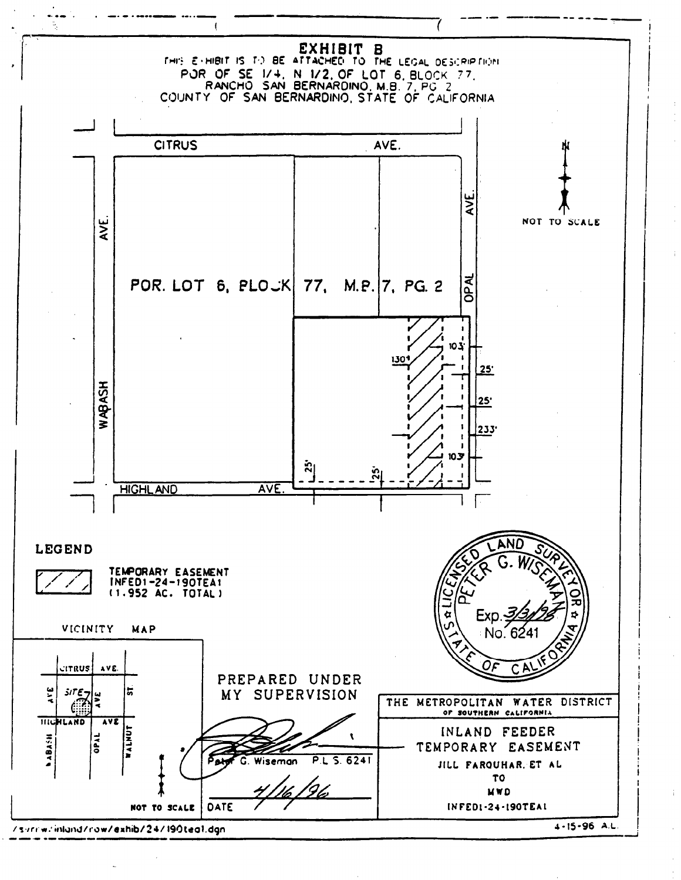# EXHIBIT B

THIS EXHIBIT IS TO BE ATTACHED TO THE LEGAL DESCRIPTION

POR OF SE 1/4, N 1/2, OF LOT 6, BLOCK 77,
RANCHO SAN BERNARDINO, M.B. 7, PG 2
COUNTY OF SAN BERNARDINO, STATE OF CALIFORNIA

CITRUS AVE.

WABASH AVE.

OPAL AVE.

HIGHLAND AVE.

POR. LOT 6, BLOCK 77, M.B. 7, PG. 2

130'

103'

25'

25'

233'

103'

25'

25'

N

NOT TO SCALE

**LEGEND**

TEMPORARY EASEMENT
INFED1-24-190TEA1
(1.952 AC. TOTAL)

VICINITY MAP

CITRUS AVE.

SITE

HIGHLAND AVE

WABASH

OPAL

WALNUT ST.

NOT TO SCALE

LICENSED LAND SURVEYOR
PETER G. WISEMAN
Exp. 3/3/98
No. 6241
STATE OF CALIFORNIA

PREPARED UNDER
MY SUPERVISION

Peter G. Wiseman P.L.S. 6241

DATE 4/16/96

THE METROPOLITAN WATER DISTRICT
OF SOUTHERN CALIFORNIA

INLAND FEEDER
TEMPORARY EASEMENT
JILL FARQUHAR, ET AL
TO
MWD
INFED1-24-190TEA1

/svrrw/inland/row/exhib/24/190tea1.dgn

4-15-96 A.L.